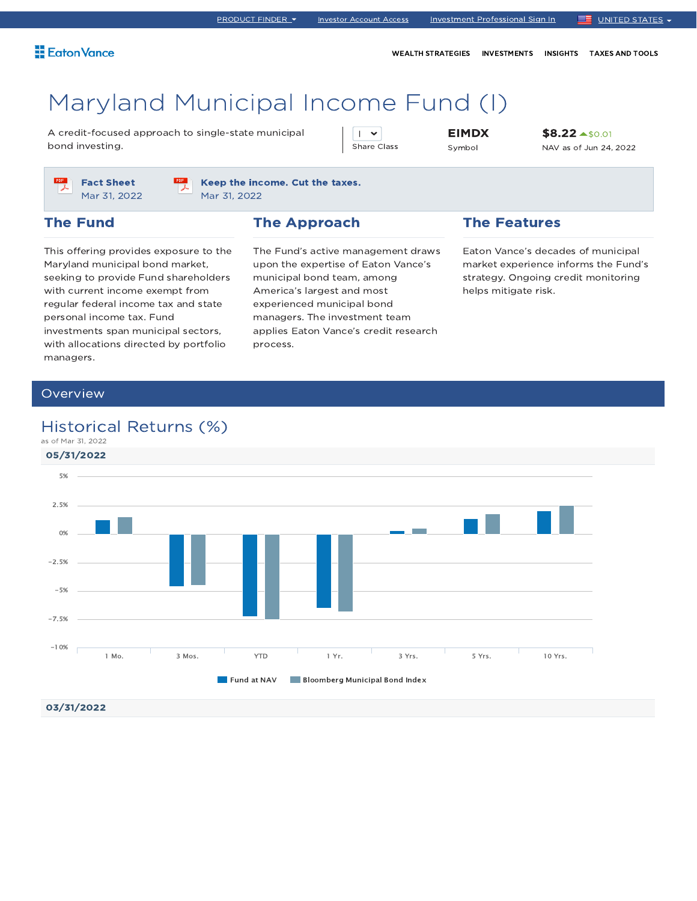PRODUCT FINDER | Investor Account Access | Investment Professional Sign In | UNITED STATES

Eaton Vance

WEALTH STRATEGIES | INVESTMENTS | INSIGHTS | TAXES AND TOOLS

# Maryland Municipal Income Fund (I)

A credit-focused approach to single-state municipal bond investing.

| Share Class | Symbol | NAV as of Jun 24, 2022 |
|---|---|---|
| I | EIMDX | $8.22 ▲$0.01 |

**Fact Sheet**
Mar 31, 2022

**Keep the income. Cut the taxes.**
Mar 31, 2022

## The Fund

This offering provides exposure to the Maryland municipal bond market, seeking to provide Fund shareholders with current income exempt from regular federal income tax and state personal income tax. Fund investments span municipal sectors, with allocations directed by portfolio managers.

## The Approach

The Fund's active management draws upon the expertise of Eaton Vance's municipal bond team, among America's largest and most experienced municipal bond managers. The investment team applies Eaton Vance's credit research process.

## The Features

Eaton Vance's decades of municipal market experience informs the Fund's strategy. Ongoing credit monitoring helps mitigate risk.

## Overview

### Historical Returns (%)

as of Mar 31, 2022

**05/31/2022**

5%, 2.5%, 0%, −2.5%, −5%, −7.5%, −10%

1 Mo. | 3 Mos. | YTD | 1 Yr. | 3 Yrs. | 5 Yrs. | 10 Yrs.

Fund at NAV | Bloomberg Municipal Bond Index

**03/31/2022**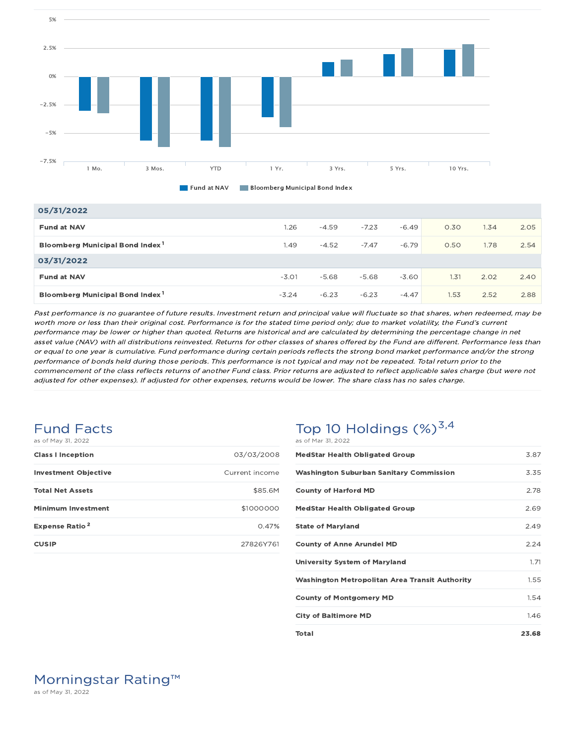Fund at NAV | Bloomberg Municipal Bond Index

| | 1 Mo. | 3 Mos. | YTD | 1 Yr. | 3 Yrs. | 5 Yrs. | 10 Yrs. |
|---|---|---|---|---|---|---|---|
| **05/31/2022** | | | | | | | |
| **Fund at NAV** | 1.26 | -4.59 | -7.23 | -6.49 | 0.30 | 1.34 | 2.05 |
| **Bloomberg Municipal Bond Index**[1] | 1.49 | -4.52 | -7.47 | -6.79 | 0.50 | 1.78 | 2.54 |
| **03/31/2022** | | | | | | | |
| **Fund at NAV** | -3.01 | -5.68 | -5.68 | -3.60 | 1.31 | 2.02 | 2.40 |
| **Bloomberg Municipal Bond Index**[1] | -3.24 | -6.23 | -6.23 | -4.47 | 1.53 | 2.52 | 2.88 |

*Past performance is no guarantee of future results. Investment return and principal value will fluctuate so that shares, when redeemed, may be worth more or less than their original cost. Performance is for the stated time period only; due to market volatility, the Fund's current performance may be lower or higher than quoted. Returns are historical and are calculated by determining the percentage change in net asset value (NAV) with all distributions reinvested. Returns for other classes of shares offered by the Fund are different. Performance less than or equal to one year is cumulative. Fund performance during certain periods reflects the strong bond market performance and/or the strong performance of bonds held during those periods. This performance is not typical and may not be repeated. Total return prior to the commencement of the class reflects returns of another Fund class. Prior returns are adjusted to reflect applicable sales charge (but were not adjusted for other expenses). If adjusted for other expenses, returns would be lower. The share class has no sales charge.*

## Fund Facts

as of May 31, 2022

| | |
|---|---|
| **Class I Inception** | 03/03/2008 |
| **Investment Objective** | Current income |
| **Total Net Assets** | $85.6M |
| **Minimum Investment** | $1000000 |
| **Expense Ratio**[2] | 0.47% |
| **CUSIP** | 27826Y761 |

## Top 10 Holdings (%)[3,4]

as of Mar 31, 2022

| | |
|---|---|
| **MedStar Health Obligated Group** | 3.87 |
| **Washington Suburban Sanitary Commission** | 3.35 |
| **County of Harford MD** | 2.78 |
| **MedStar Health Obligated Group** | 2.69 |
| **State of Maryland** | 2.49 |
| **County of Anne Arundel MD** | 2.24 |
| **University System of Maryland** | 1.71 |
| **Washington Metropolitan Area Transit Authority** | 1.55 |
| **County of Montgomery MD** | 1.54 |
| **City of Baltimore MD** | 1.46 |
| **Total** | **23.68** |

## Morningstar Rating™

as of May 31, 2022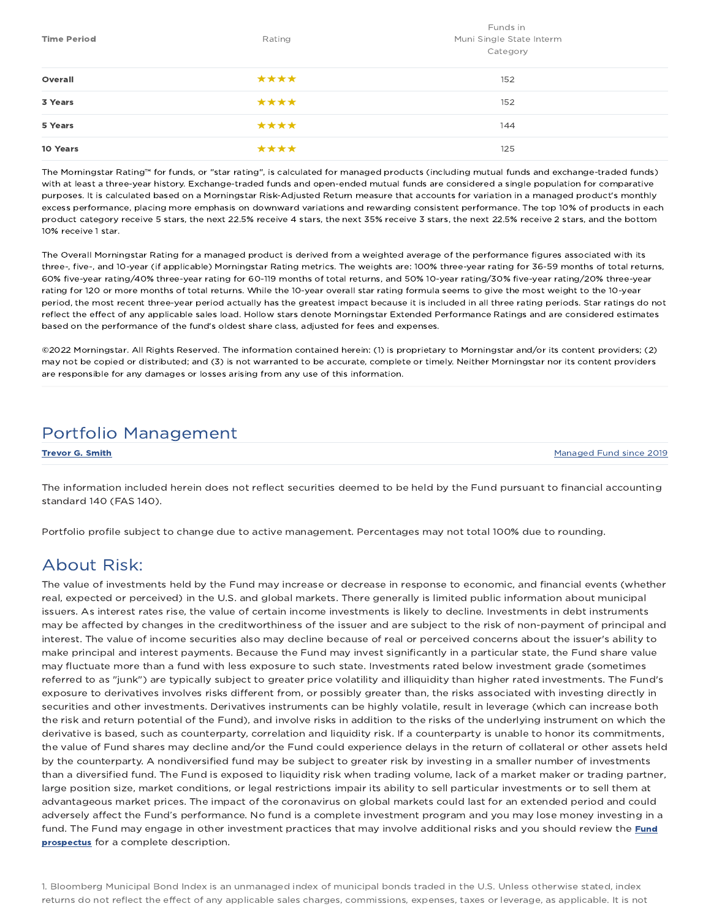| Time Period | Rating | Funds in Muni Single State Interm Category |
| --- | --- | --- |
| **Overall** | ★★★★ | 152 |
| **3 Years** | ★★★★ | 152 |
| **5 Years** | ★★★★ | 144 |
| **10 Years** | ★★★★ | 125 |

The Morningstar Rating™ for funds, or "star rating", is calculated for managed products (including mutual funds and exchange-traded funds) with at least a three-year history. Exchange-traded funds and open-ended mutual funds are considered a single population for comparative purposes. It is calculated based on a Morningstar Risk-Adjusted Return measure that accounts for variation in a managed product's monthly excess performance, placing more emphasis on downward variations and rewarding consistent performance. The top 10% of products in each product category receive 5 stars, the next 22.5% receive 4 stars, the next 35% receive 3 stars, the next 22.5% receive 2 stars, and the bottom 10% receive 1 star.

The Overall Morningstar Rating for a managed product is derived from a weighted average of the performance figures associated with its three-, five-, and 10-year (if applicable) Morningstar Rating metrics. The weights are: 100% three-year rating for 36-59 months of total returns, 60% five-year rating/40% three-year rating for 60-119 months of total returns, and 50% 10-year rating/30% five-year rating/20% three-year rating for 120 or more months of total returns. While the 10-year overall star rating formula seems to give the most weight to the 10-year period, the most recent three-year period actually has the greatest impact because it is included in all three rating periods. Star ratings do not reflect the effect of any applicable sales load. Hollow stars denote Morningstar Extended Performance Ratings and are considered estimates based on the performance of the fund's oldest share class, adjusted for fees and expenses.

©2022 Morningstar. All Rights Reserved. The information contained herein: (1) is proprietary to Morningstar and/or its content providers; (2) may not be copied or distributed; and (3) is not warranted to be accurate, complete or timely. Neither Morningstar nor its content providers are responsible for any damages or losses arising from any use of this information.

# Portfolio Management

| **Trevor G. Smith** | Managed Fund since 2019 |
| --- | --- |

The information included herein does not reflect securities deemed to be held by the Fund pursuant to financial accounting standard 140 (FAS 140).

Portfolio profile subject to change due to active management. Percentages may not total 100% due to rounding.

# About Risk:

The value of investments held by the Fund may increase or decrease in response to economic, and financial events (whether real, expected or perceived) in the U.S. and global markets. There generally is limited public information about municipal issuers. As interest rates rise, the value of certain income investments is likely to decline. Investments in debt instruments may be affected by changes in the creditworthiness of the issuer and are subject to the risk of non-payment of principal and interest. The value of income securities also may decline because of real or perceived concerns about the issuer's ability to make principal and interest payments. Because the Fund may invest significantly in a particular state, the Fund share value may fluctuate more than a fund with less exposure to such state. Investments rated below investment grade (sometimes referred to as "junk") are typically subject to greater price volatility and illiquidity than higher rated investments. The Fund's exposure to derivatives involves risks different from, or possibly greater than, the risks associated with investing directly in securities and other investments. Derivatives instruments can be highly volatile, result in leverage (which can increase both the risk and return potential of the Fund), and involve risks in addition to the risks of the underlying instrument on which the derivative is based, such as counterparty, correlation and liquidity risk. If a counterparty is unable to honor its commitments, the value of Fund shares may decline and/or the Fund could experience delays in the return of collateral or other assets held by the counterparty. A nondiversified fund may be subject to greater risk by investing in a smaller number of investments than a diversified fund. The Fund is exposed to liquidity risk when trading volume, lack of a market maker or trading partner, large position size, market conditions, or legal restrictions impair its ability to sell particular investments or to sell them at advantageous market prices. The impact of the coronavirus on global markets could last for an extended period and could adversely affect the Fund's performance. No fund is a complete investment program and you may lose money investing in a fund. The Fund may engage in other investment practices that may involve additional risks and you should review the **Fund prospectus** for a complete description.

1. Bloomberg Municipal Bond Index is an unmanaged index of municipal bonds traded in the U.S. Unless otherwise stated, index returns do not reflect the effect of any applicable sales charges, commissions, expenses, taxes or leverage, as applicable. It is not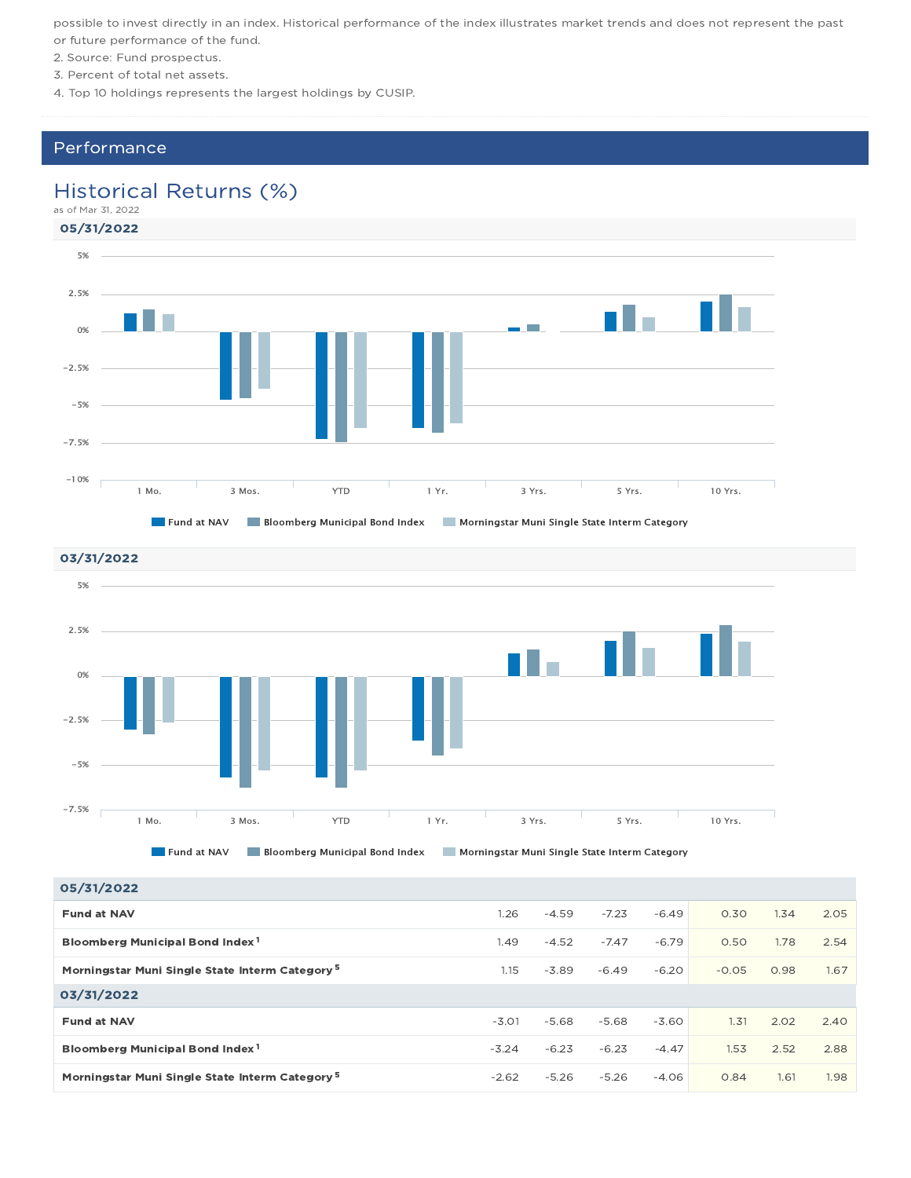possible to invest directly in an index. Historical performance of the index illustrates market trends and does not represent the past or future performance of the fund.

2. Source: Fund prospectus.
3. Percent of total net assets.
4. Top 10 holdings represents the largest holdings by CUSIP.

## Performance

### Historical Returns (%)

as of Mar 31, 2022

**05/31/2022**

Chart categories: 1 Mo., 3 Mos., YTD, 1 Yr., 3 Yrs., 5 Yrs., 10 Yrs.

Legend: Fund at NAV, Bloomberg Municipal Bond Index, Morningstar Muni Single State Interm Category

**03/31/2022**

Chart categories: 1 Mo., 3 Mos., YTD, 1 Yr., 3 Yrs., 5 Yrs., 10 Yrs.

Legend: Fund at NAV, Bloomberg Municipal Bond Index, Morningstar Muni Single State Interm Category

| | 1 Mo. | 3 Mos. | YTD | 1 Yr. | 3 Yrs. | 5 Yrs. | 10 Yrs. |
|---|---|---|---|---|---|---|---|
| **05/31/2022** | | | | | | | |
| **Fund at NAV** | 1.26 | -4.59 | -7.23 | -6.49 | 0.30 | 1.34 | 2.05 |
| **Bloomberg Municipal Bond Index** [1] | 1.49 | -4.52 | -7.47 | -6.79 | 0.50 | 1.78 | 2.54 |
| **Morningstar Muni Single State Interm Category** [5] | 1.15 | -3.89 | -6.49 | -6.20 | -0.05 | 0.98 | 1.67 |
| **03/31/2022** | | | | | | | |
| **Fund at NAV** | -3.01 | -5.68 | -5.68 | -3.60 | 1.31 | 2.02 | 2.40 |
| **Bloomberg Municipal Bond Index** [1] | -3.24 | -6.23 | -6.23 | -4.47 | 1.53 | 2.52 | 2.88 |
| **Morningstar Muni Single State Interm Category** [5] | -2.62 | -5.26 | -5.26 | -4.06 | 0.84 | 1.61 | 1.98 |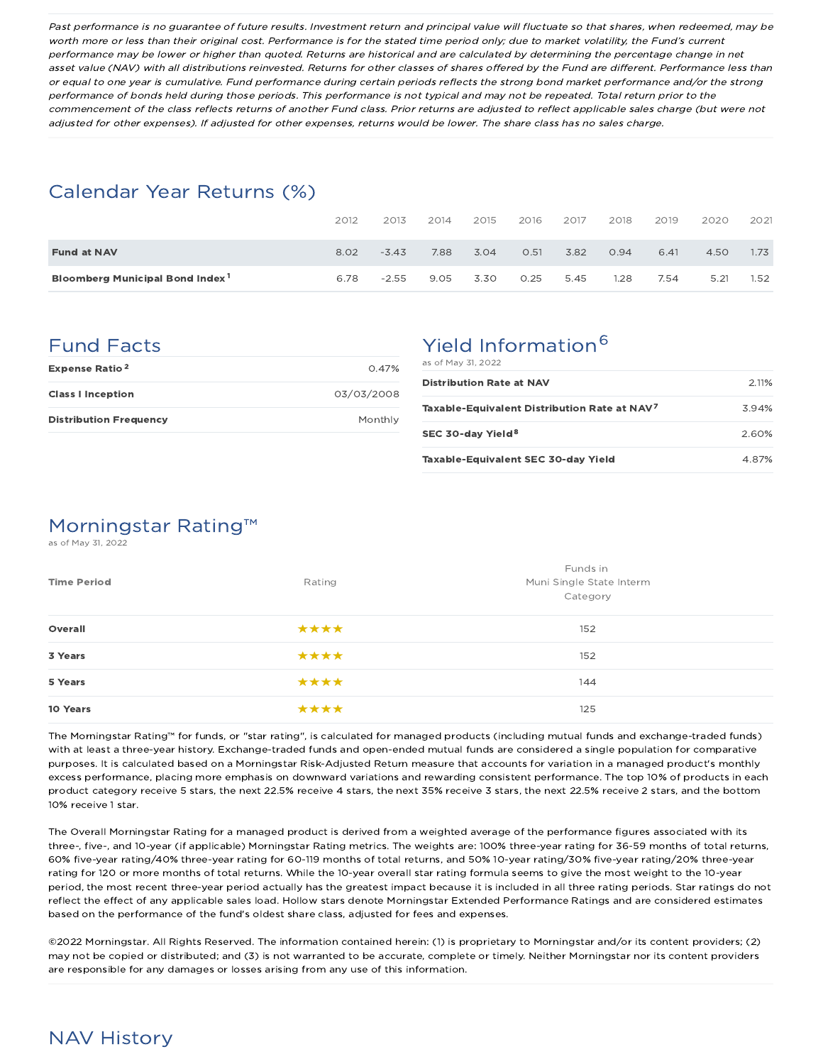*Past performance is no guarantee of future results. Investment return and principal value will fluctuate so that shares, when redeemed, may be worth more or less than their original cost. Performance is for the stated time period only; due to market volatility, the Fund's current performance may be lower or higher than quoted. Returns are historical and are calculated by determining the percentage change in net asset value (NAV) with all distributions reinvested. Returns for other classes of shares offered by the Fund are different. Performance less than or equal to one year is cumulative. Fund performance during certain periods reflects the strong bond market performance and/or the strong performance of bonds held during those periods. This performance is not typical and may not be repeated. Total return prior to the commencement of the class reflects returns of another Fund class. Prior returns are adjusted to reflect applicable sales charge (but were not adjusted for other expenses). If adjusted for other expenses, returns would be lower. The share class has no sales charge.*

## Calendar Year Returns (%)

| | 2012 | 2013 | 2014 | 2015 | 2016 | 2017 | 2018 | 2019 | 2020 | 2021 |
|---|---|---|---|---|---|---|---|---|---|---|
| **Fund at NAV** | 8.02 | -3.43 | 7.88 | 3.04 | 0.51 | 3.82 | 0.94 | 6.41 | 4.50 | 1.73 |
| **Bloomberg Municipal Bond Index**[1] | 6.78 | -2.55 | 9.05 | 3.30 | 0.25 | 5.45 | 1.28 | 7.54 | 5.21 | 1.52 |

## Fund Facts

| | |
|---|---|
| **Expense Ratio**[2] | 0.47% |
| **Class I Inception** | 03/03/2008 |
| **Distribution Frequency** | Monthly |

## Yield Information[6]

as of May 31, 2022

| | |
|---|---|
| **Distribution Rate at NAV** | 2.11% |
| **Taxable-Equivalent Distribution Rate at NAV**[7] | 3.94% |
| **SEC 30-day Yield**[8] | 2.60% |
| **Taxable-Equivalent SEC 30-day Yield** | 4.87% |

## Morningstar Rating™

as of May 31, 2022

| Time Period | Rating | Funds in Muni Single State Interm Category |
|---|---|---|
| **Overall** | ★★★★ | 152 |
| **3 Years** | ★★★★ | 152 |
| **5 Years** | ★★★★ | 144 |
| **10 Years** | ★★★★ | 125 |

The Morningstar Rating™ for funds, or "star rating", is calculated for managed products (including mutual funds and exchange-traded funds) with at least a three-year history. Exchange-traded funds and open-ended mutual funds are considered a single population for comparative purposes. It is calculated based on a Morningstar Risk-Adjusted Return measure that accounts for variation in a managed product's monthly excess performance, placing more emphasis on downward variations and rewarding consistent performance. The top 10% of products in each product category receive 5 stars, the next 22.5% receive 4 stars, the next 35% receive 3 stars, the next 22.5% receive 2 stars, and the bottom 10% receive 1 star.

The Overall Morningstar Rating for a managed product is derived from a weighted average of the performance figures associated with its three-, five-, and 10-year (if applicable) Morningstar Rating metrics. The weights are: 100% three-year rating for 36-59 months of total returns, 60% five-year rating/40% three-year rating for 60-119 months of total returns, and 50% 10-year rating/30% five-year rating/20% three-year rating for 120 or more months of total returns. While the 10-year overall star rating formula seems to give the most weight to the 10-year period, the most recent three-year period actually has the greatest impact because it is included in all three rating periods. Star ratings do not reflect the effect of any applicable sales load. Hollow stars denote Morningstar Extended Performance Ratings and are considered estimates based on the performance of the fund's oldest share class, adjusted for fees and expenses.

©2022 Morningstar. All Rights Reserved. The information contained herein: (1) is proprietary to Morningstar and/or its content providers; (2) may not be copied or distributed; and (3) is not warranted to be accurate, complete or timely. Neither Morningstar nor its content providers are responsible for any damages or losses arising from any use of this information.

## NAV History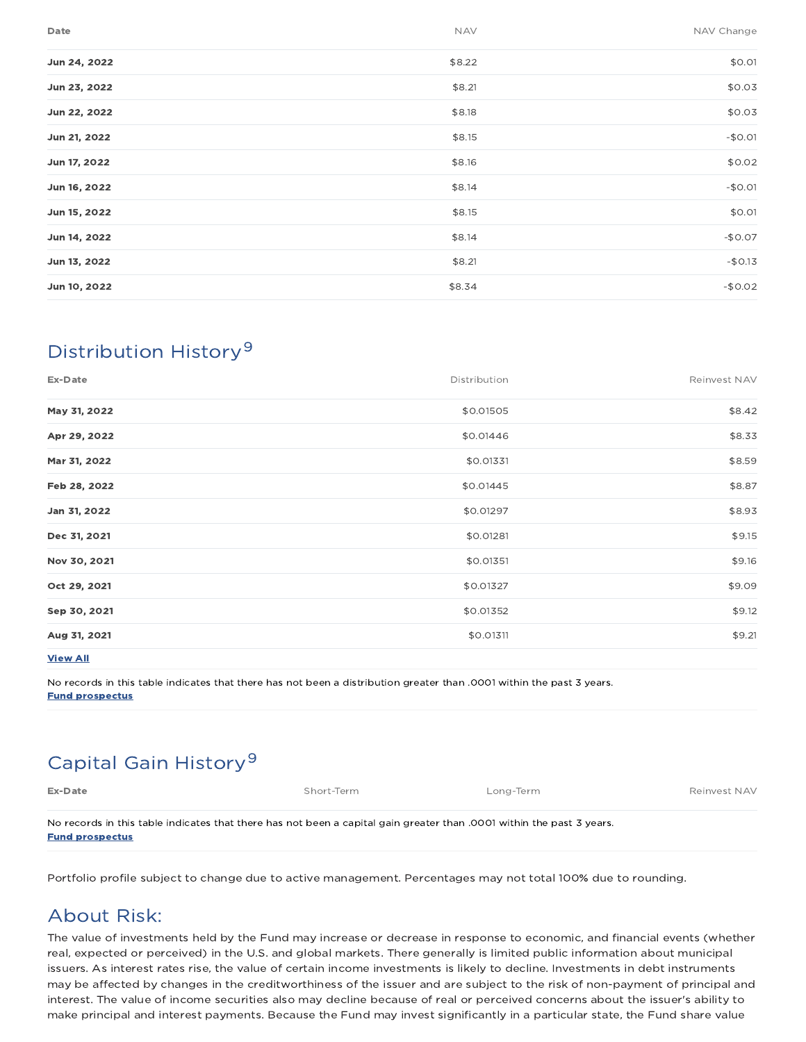| Date | NAV | NAV Change |
|---|---|---|
| **Jun 24, 2022** | $8.22 | $0.01 |
| **Jun 23, 2022** | $8.21 | $0.03 |
| **Jun 22, 2022** | $8.18 | $0.03 |
| **Jun 21, 2022** | $8.15 | -$0.01 |
| **Jun 17, 2022** | $8.16 | $0.02 |
| **Jun 16, 2022** | $8.14 | -$0.01 |
| **Jun 15, 2022** | $8.15 | $0.01 |
| **Jun 14, 2022** | $8.14 | -$0.07 |
| **Jun 13, 2022** | $8.21 | -$0.13 |
| **Jun 10, 2022** | $8.34 | -$0.02 |

## Distribution History[9]

| Ex-Date | Distribution | Reinvest NAV |
|---|---|---|
| **May 31, 2022** | $0.01505 | $8.42 |
| **Apr 29, 2022** | $0.01446 | $8.33 |
| **Mar 31, 2022** | $0.01331 | $8.59 |
| **Feb 28, 2022** | $0.01445 | $8.87 |
| **Jan 31, 2022** | $0.01297 | $8.93 |
| **Dec 31, 2021** | $0.01281 | $9.15 |
| **Nov 30, 2021** | $0.01351 | $9.16 |
| **Oct 29, 2021** | $0.01327 | $9.09 |
| **Sep 30, 2021** | $0.01352 | $9.12 |
| **Aug 31, 2021** | $0.01311 | $9.21 |

**View All**

No records in this table indicates that there has not been a distribution greater than .0001 within the past 3 years.
**Fund prospectus**

## Capital Gain History[9]

| Ex-Date | Short-Term | Long-Term | Reinvest NAV |
|---|---|---|---|

No records in this table indicates that there has not been a capital gain greater than .0001 within the past 3 years.
**Fund prospectus**

Portfolio profile subject to change due to active management. Percentages may not total 100% due to rounding.

## About Risk:

The value of investments held by the Fund may increase or decrease in response to economic, and financial events (whether real, expected or perceived) in the U.S. and global markets. There generally is limited public information about municipal issuers. As interest rates rise, the value of certain income investments is likely to decline. Investments in debt instruments may be affected by changes in the creditworthiness of the issuer and are subject to the risk of non-payment of principal and interest. The value of income securities also may decline because of real or perceived concerns about the issuer's ability to make principal and interest payments. Because the Fund may invest significantly in a particular state, the Fund share value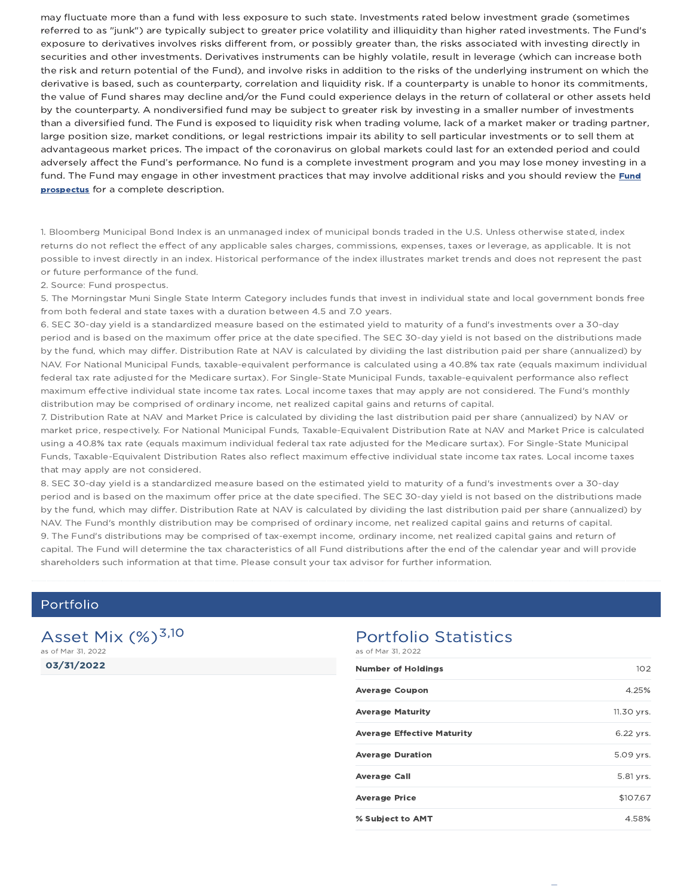may fluctuate more than a fund with less exposure to such state. Investments rated below investment grade (sometimes referred to as "junk") are typically subject to greater price volatility and illiquidity than higher rated investments. The Fund's exposure to derivatives involves risks different from, or possibly greater than, the risks associated with investing directly in securities and other investments. Derivatives instruments can be highly volatile, result in leverage (which can increase both the risk and return potential of the Fund), and involve risks in addition to the risks of the underlying instrument on which the derivative is based, such as counterparty, correlation and liquidity risk. If a counterparty is unable to honor its commitments, the value of Fund shares may decline and/or the Fund could experience delays in the return of collateral or other assets held by the counterparty. A nondiversified fund may be subject to greater risk by investing in a smaller number of investments than a diversified fund. The Fund is exposed to liquidity risk when trading volume, lack of a market maker or trading partner, large position size, market conditions, or legal restrictions impair its ability to sell particular investments or to sell them at advantageous market prices. The impact of the coronavirus on global markets could last for an extended period and could adversely affect the Fund's performance. No fund is a complete investment program and you may lose money investing in a fund. The Fund may engage in other investment practices that may involve additional risks and you should review the **Fund prospectus** for a complete description.

1. Bloomberg Municipal Bond Index is an unmanaged index of municipal bonds traded in the U.S. Unless otherwise stated, index returns do not reflect the effect of any applicable sales charges, commissions, expenses, taxes or leverage, as applicable. It is not possible to invest directly in an index. Historical performance of the index illustrates market trends and does not represent the past or future performance of the fund.
2. Source: Fund prospectus.
5. The Morningstar Muni Single State Interm Category includes funds that invest in individual state and local government bonds free from both federal and state taxes with a duration between 4.5 and 7.0 years.
6. SEC 30-day yield is a standardized measure based on the estimated yield to maturity of a fund's investments over a 30-day period and is based on the maximum offer price at the date specified. The SEC 30-day yield is not based on the distributions made by the fund, which may differ. Distribution Rate at NAV is calculated by dividing the last distribution paid per share (annualized) by NAV. For National Municipal Funds, taxable-equivalent performance is calculated using a 40.8% tax rate (equals maximum individual federal tax rate adjusted for the Medicare surtax). For Single-State Municipal Funds, taxable-equivalent performance also reflect maximum effective individual state income tax rates. Local income taxes that may apply are not considered. The Fund's monthly distribution may be comprised of ordinary income, net realized capital gains and returns of capital.
7. Distribution Rate at NAV and Market Price is calculated by dividing the last distribution paid per share (annualized) by NAV or market price, respectively. For National Municipal Funds, Taxable-Equivalent Distribution Rate at NAV and Market Price is calculated using a 40.8% tax rate (equals maximum individual federal tax rate adjusted for the Medicare surtax). For Single-State Municipal Funds, Taxable-Equivalent Distribution Rates also reflect maximum effective individual state income tax rates. Local income taxes that may apply are not considered.
8. SEC 30-day yield is a standardized measure based on the estimated yield to maturity of a fund's investments over a 30-day period and is based on the maximum offer price at the date specified. The SEC 30-day yield is not based on the distributions made by the fund, which may differ. Distribution Rate at NAV is calculated by dividing the last distribution paid per share (annualized) by NAV. The Fund's monthly distribution may be comprised of ordinary income, net realized capital gains and returns of capital.
9. The Fund's distributions may be comprised of tax-exempt income, ordinary income, net realized capital gains and return of capital. The Fund will determine the tax characteristics of all Fund distributions after the end of the calendar year and will provide shareholders such information at that time. Please consult your tax advisor for further information.

## Portfolio

### Asset Mix (%)[3,10]

as of Mar 31, 2022

**03/31/2022**

### Portfolio Statistics

as of Mar 31, 2022

| | |
|---|---|
| **Number of Holdings** | 102 |
| **Average Coupon** | 4.25% |
| **Average Maturity** | 11.30 yrs. |
| **Average Effective Maturity** | 6.22 yrs. |
| **Average Duration** | 5.09 yrs. |
| **Average Call** | 5.81 yrs. |
| **Average Price** | $107.67 |
| **% Subject to AMT** | 4.58% |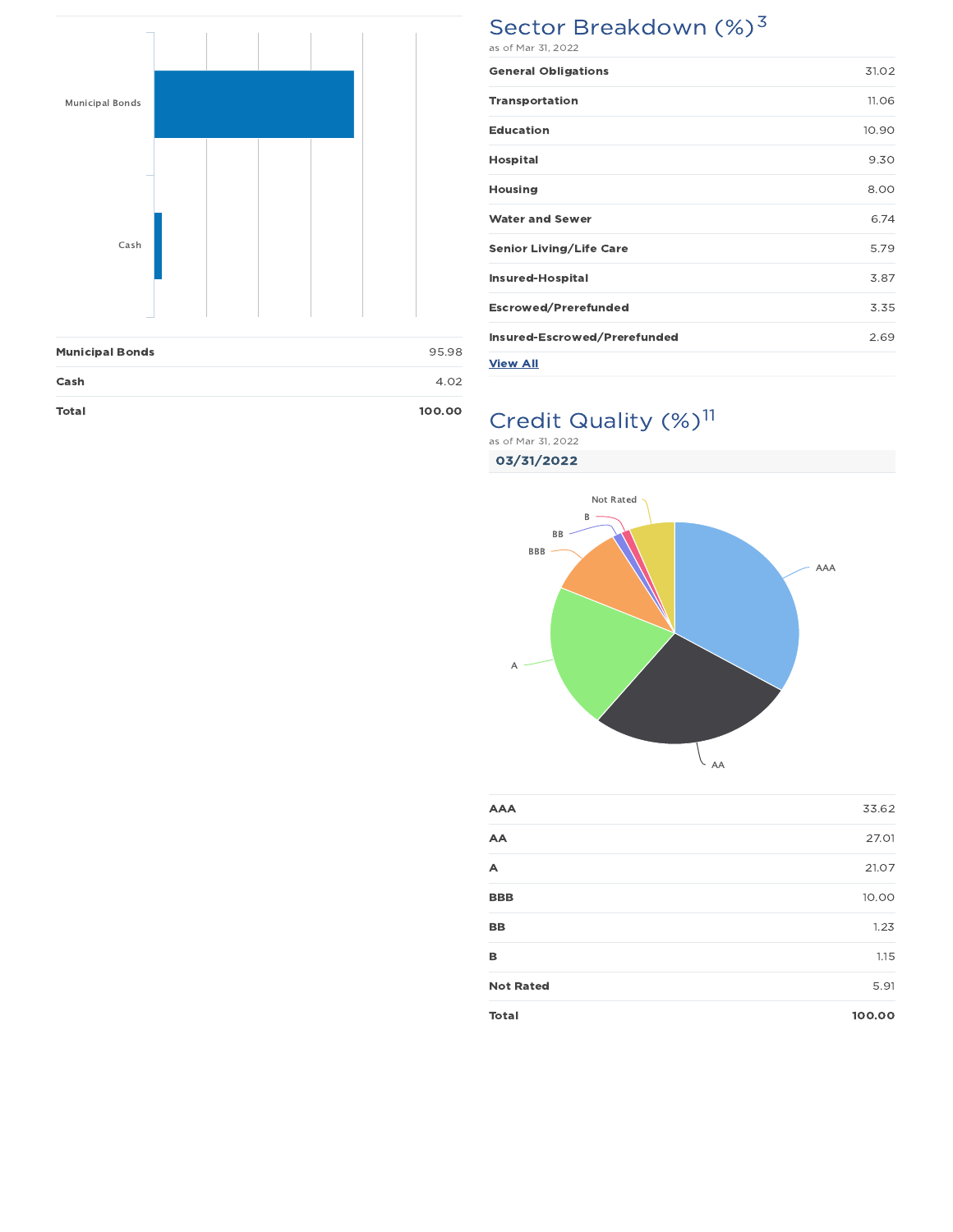| | |
|---|---|
| **Municipal Bonds** | 95.98 |
| **Cash** | 4.02 |
| **Total** | **100.00** |

## Sector Breakdown (%)[3]

as of Mar 31, 2022

| | |
|---|---|
| **General Obligations** | 31.02 |
| **Transportation** | 11.06 |
| **Education** | 10.90 |
| **Hospital** | 9.30 |
| **Housing** | 8.00 |
| **Water and Sewer** | 6.74 |
| **Senior Living/Life Care** | 5.79 |
| **Insured-Hospital** | 3.87 |
| **Escrowed/Prerefunded** | 3.35 |
| **Insured-Escrowed/Prerefunded** | 2.69 |

**View All**

## Credit Quality (%)[11]

as of Mar 31, 2022

**03/31/2022**

| | |
|---|---|
| **AAA** | 33.62 |
| **AA** | 27.01 |
| **A** | 21.07 |
| **BBB** | 10.00 |
| **BB** | 1.23 |
| **B** | 1.15 |
| **Not Rated** | 5.91 |
| **Total** | **100.00** |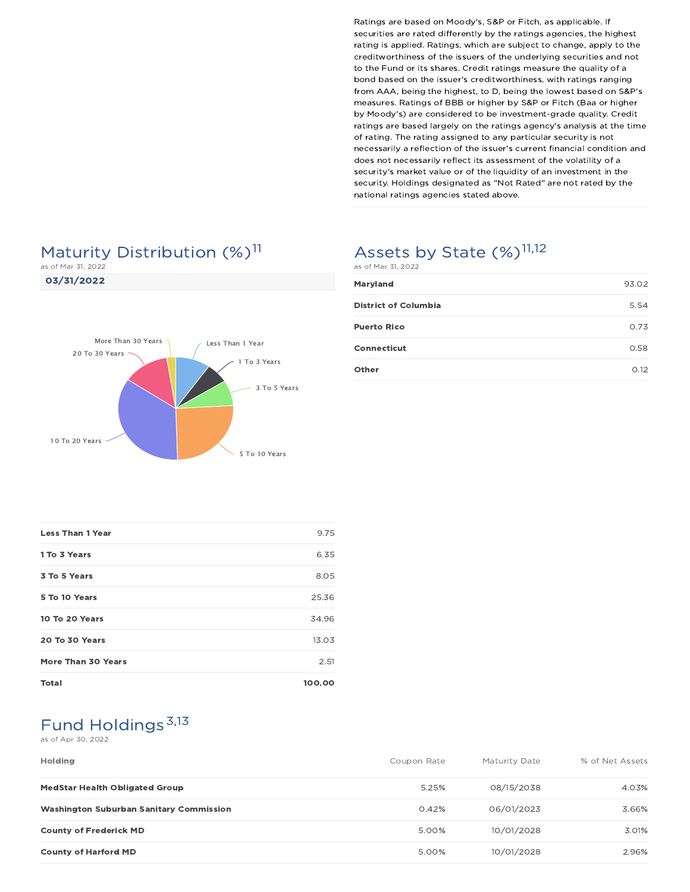Ratings are based on Moody's, S&P or Fitch, as applicable. If securities are rated differently by the ratings agencies, the highest rating is applied. Ratings, which are subject to change, apply to the creditworthiness of the issuers of the underlying securities and not to the Fund or its shares. Credit ratings measure the quality of a bond based on the issuer's creditworthiness, with ratings ranging from AAA, being the highest, to D, being the lowest based on S&P's measures. Ratings of BBB or higher by S&P or Fitch (Baa or higher by Moody's) are considered to be investment-grade quality. Credit ratings are based largely on the ratings agency's analysis at the time of rating. The rating assigned to any particular security is not necessarily a reflection of the issuer's current financial condition and does not necessarily reflect its assessment of the volatility of a security's market value or of the liquidity of an investment in the security. Holdings designated as "Not Rated" are not rated by the national ratings agencies stated above.

## Maturity Distribution (%)[11]

as of Mar 31, 2022

**03/31/2022**

| | |
|---|---|
| **Less Than 1 Year** | 9.75 |
| **1 To 3 Years** | 6.35 |
| **3 To 5 Years** | 8.05 |
| **5 To 10 Years** | 25.36 |
| **10 To 20 Years** | 34.96 |
| **20 To 30 Years** | 13.03 |
| **More Than 30 Years** | 2.51 |
| **Total** | **100.00** |

## Assets by State (%)[11,12]

as of Mar 31, 2022

| | |
|---|---|
| **Maryland** | 93.02 |
| **District of Columbia** | 5.54 |
| **Puerto Rico** | 0.73 |
| **Connecticut** | 0.58 |
| **Other** | 0.12 |

## Fund Holdings[3,13]

as of Apr 30, 2022

| Holding | Coupon Rate | Maturity Date | % of Net Assets |
|---|---|---|---|
| **MedStar Health Obligated Group** | 5.25% | 08/15/2038 | 4.03% |
| **Washington Suburban Sanitary Commission** | 0.42% | 06/01/2023 | 3.66% |
| **County of Frederick MD** | 5.00% | 10/01/2028 | 3.01% |
| **County of Harford MD** | 5.00% | 10/01/2028 | 2.96% |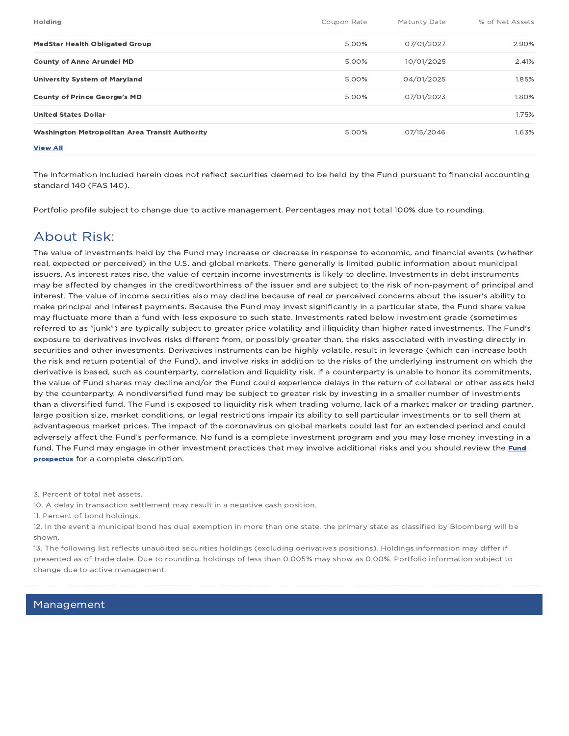| Holding | Coupon Rate | Maturity Date | % of Net Assets |
| --- | --- | --- | --- |
| **MedStar Health Obligated Group** | 5.00% | 07/01/2027 | 2.90% |
| **County of Anne Arundel MD** | 5.00% | 10/01/2025 | 2.41% |
| **University System of Maryland** | 5.00% | 04/01/2025 | 1.85% |
| **County of Prince George's MD** | 5.00% | 07/01/2023 | 1.80% |
| **United States Dollar** | | | 1.75% |
| **Washington Metropolitan Area Transit Authority** | 5.00% | 07/15/2046 | 1.63% |

**View All**

The information included herein does not reflect securities deemed to be held by the Fund pursuant to financial accounting standard 140 (FAS 140).

Portfolio profile subject to change due to active management. Percentages may not total 100% due to rounding.

## About Risk:

The value of investments held by the Fund may increase or decrease in response to economic, and financial events (whether real, expected or perceived) in the U.S. and global markets. There generally is limited public information about municipal issuers. As interest rates rise, the value of certain income investments is likely to decline. Investments in debt instruments may be affected by changes in the creditworthiness of the issuer and are subject to the risk of non-payment of principal and interest. The value of income securities also may decline because of real or perceived concerns about the issuer's ability to make principal and interest payments. Because the Fund may invest significantly in a particular state, the Fund share value may fluctuate more than a fund with less exposure to such state. Investments rated below investment grade (sometimes referred to as "junk") are typically subject to greater price volatility and illiquidity than higher rated investments. The Fund's exposure to derivatives involves risks different from, or possibly greater than, the risks associated with investing directly in securities and other investments. Derivatives instruments can be highly volatile, result in leverage (which can increase both the risk and return potential of the Fund), and involve risks in addition to the risks of the underlying instrument on which the derivative is based, such as counterparty, correlation and liquidity risk. If a counterparty is unable to honor its commitments, the value of Fund shares may decline and/or the Fund could experience delays in the return of collateral or other assets held by the counterparty. A nondiversified fund may be subject to greater risk by investing in a smaller number of investments than a diversified fund. The Fund is exposed to liquidity risk when trading volume, lack of a market maker or trading partner, large position size, market conditions, or legal restrictions impair its ability to sell particular investments or to sell them at advantageous market prices. The impact of the coronavirus on global markets could last for an extended period and could adversely affect the Fund's performance. No fund is a complete investment program and you may lose money investing in a fund. The Fund may engage in other investment practices that may involve additional risks and you should review the **Fund prospectus** for a complete description.

3. Percent of total net assets.
10. A delay in transaction settlement may result in a negative cash position.
11. Percent of bond holdings.
12. In the event a municipal bond has dual exemption in more than one state, the primary state as classified by Bloomberg will be shown.
13. The following list reflects unaudited securities holdings (excluding derivatives positions). Holdings information may differ if presented as of trade date. Due to rounding, holdings of less than 0.005% may show as 0.00%. Portfolio information subject to change due to active management.

## Management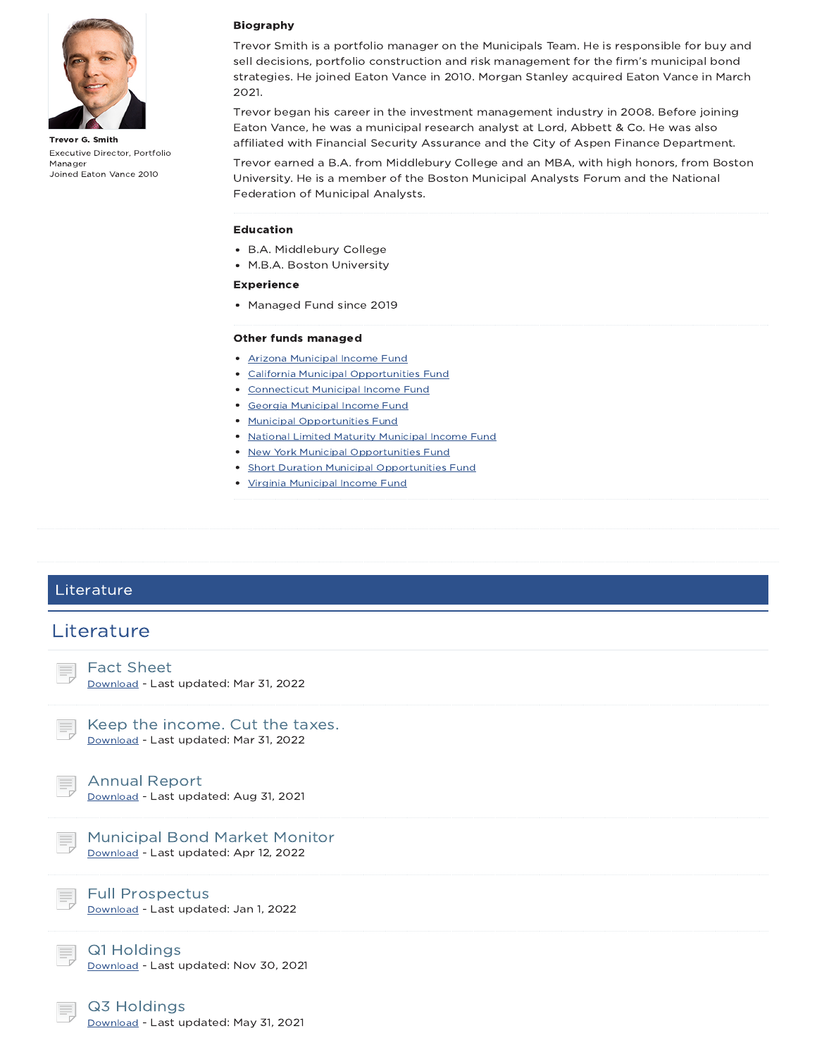**Trevor G. Smith**

Executive Director, Portfolio Manager

Joined Eaton Vance 2010

**Biography**

Trevor Smith is a portfolio manager on the Municipals Team. He is responsible for buy and sell decisions, portfolio construction and risk management for the firm's municipal bond strategies. He joined Eaton Vance in 2010. Morgan Stanley acquired Eaton Vance in March 2021.

Trevor began his career in the investment management industry in 2008. Before joining Eaton Vance, he was a municipal research analyst at Lord, Abbett & Co. He was also affiliated with Financial Security Assurance and the City of Aspen Finance Department.

Trevor earned a B.A. from Middlebury College and an MBA, with high honors, from Boston University. He is a member of the Boston Municipal Analysts Forum and the National Federation of Municipal Analysts.

**Education**

- B.A. Middlebury College
- M.B.A. Boston University

**Experience**

- Managed Fund since 2019

**Other funds managed**

- Arizona Municipal Income Fund
- California Municipal Opportunities Fund
- Connecticut Municipal Income Fund
- Georgia Municipal Income Fund
- Municipal Opportunities Fund
- National Limited Maturity Municipal Income Fund
- New York Municipal Opportunities Fund
- Short Duration Municipal Opportunities Fund
- Virginia Municipal Income Fund

## Literature

## Literature

### Fact Sheet
Download - Last updated: Mar 31, 2022

### Keep the income. Cut the taxes.
Download - Last updated: Mar 31, 2022

### Annual Report
Download - Last updated: Aug 31, 2021

### Municipal Bond Market Monitor
Download - Last updated: Apr 12, 2022

### Full Prospectus
Download - Last updated: Jan 1, 2022

### Q1 Holdings
Download - Last updated: Nov 30, 2021

### Q3 Holdings
Download - Last updated: May 31, 2021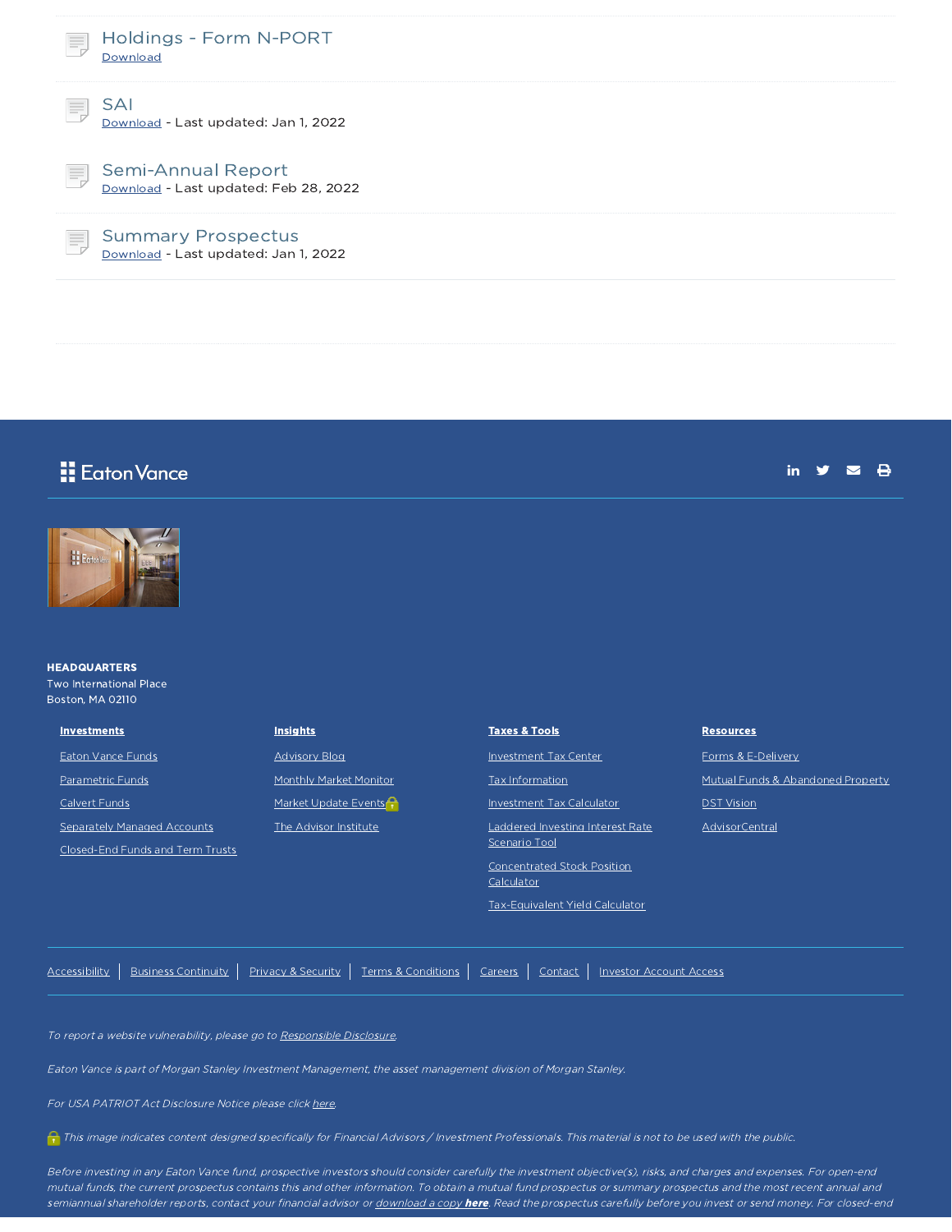### Holdings - Form N-PORT
Download

### SAI
Download - Last updated: Jan 1, 2022

### Semi-Annual Report
Download - Last updated: Feb 28, 2022

### Summary Prospectus
Download - Last updated: Jan 1, 2022

Eaton Vance

**HEADQUARTERS**
Two International Place
Boston, MA 02110

**Investments**

- Eaton Vance Funds
- Parametric Funds
- Calvert Funds
- Separately Managed Accounts
- Closed-End Funds and Term Trusts

**Insights**

- Advisory Blog
- Monthly Market Monitor
- Market Update Events
- The Advisor Institute

**Taxes & Tools**

- Investment Tax Center
- Tax Information
- Investment Tax Calculator
- Laddered Investing Interest Rate Scenario Tool
- Concentrated Stock Position Calculator
- Tax-Equivalent Yield Calculator

**Resources**

- Forms & E-Delivery
- Mutual Funds & Abandoned Property
- DST Vision
- AdvisorCentral

Accessibility | Business Continuity | Privacy & Security | Terms & Conditions | Careers | Contact | Investor Account Access

*To report a website vulnerability, please go to Responsible Disclosure.*

*Eaton Vance is part of Morgan Stanley Investment Management, the asset management division of Morgan Stanley.*

*For USA PATRIOT Act Disclosure Notice please click here.*

*This image indicates content designed specifically for Financial Advisors / Investment Professionals. This material is not to be used with the public.*

*Before investing in any Eaton Vance fund, prospective investors should consider carefully the investment objective(s), risks, and charges and expenses. For open-end mutual funds, the current prospectus contains this and other information. To obtain a mutual fund prospectus or summary prospectus and the most recent annual and semiannual shareholder reports, contact your financial advisor or download a copy **here**. Read the prospectus carefully before you invest or send money. For closed-end*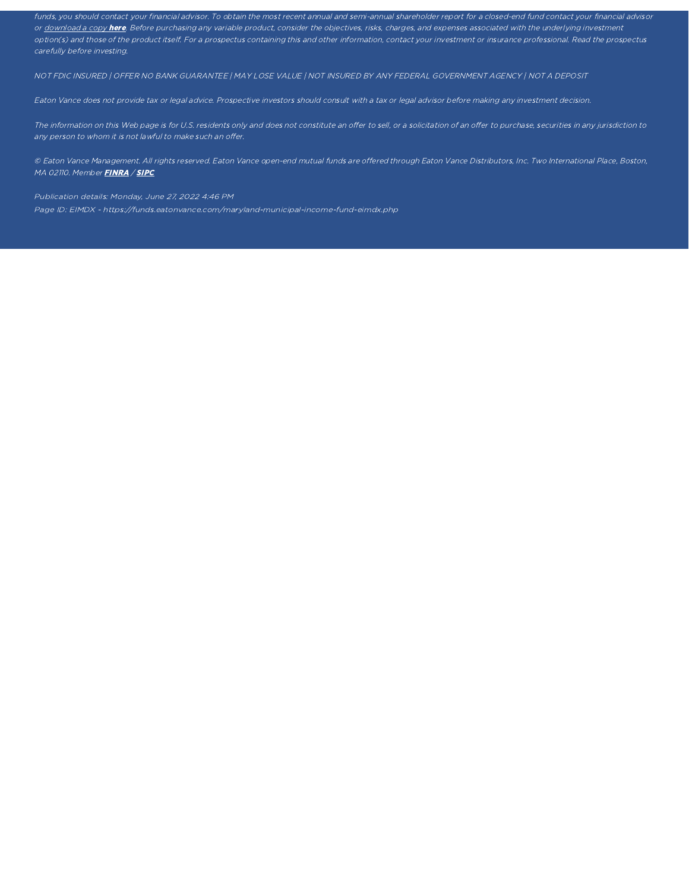*funds, you should contact your financial advisor. To obtain the most recent annual and semi-annual shareholder report for a closed-end fund contact your financial advisor or download a copy **here**. Before purchasing any variable product, consider the objectives, risks, charges, and expenses associated with the underlying investment option(s) and those of the product itself. For a prospectus containing this and other information, contact your investment or insurance professional. Read the prospectus carefully before investing.*

*NOT FDIC INSURED | OFFER NO BANK GUARANTEE | MAY LOSE VALUE | NOT INSURED BY ANY FEDERAL GOVERNMENT AGENCY | NOT A DEPOSIT*

*Eaton Vance does not provide tax or legal advice. Prospective investors should consult with a tax or legal advisor before making any investment decision.*

*The information on this Web page is for U.S. residents only and does not constitute an offer to sell, or a solicitation of an offer to purchase, securities in any jurisdiction to any person to whom it is not lawful to make such an offer.*

*© Eaton Vance Management. All rights reserved. Eaton Vance open-end mutual funds are offered through Eaton Vance Distributors, Inc. Two International Place, Boston, MA 02110. Member **FINRA** / **SIPC***

*Publication details: Monday, June 27, 2022 4:46 PM*
*Page ID: EIMDX - https://funds.eatonvance.com/maryland-municipal-income-fund-eimdx.php*